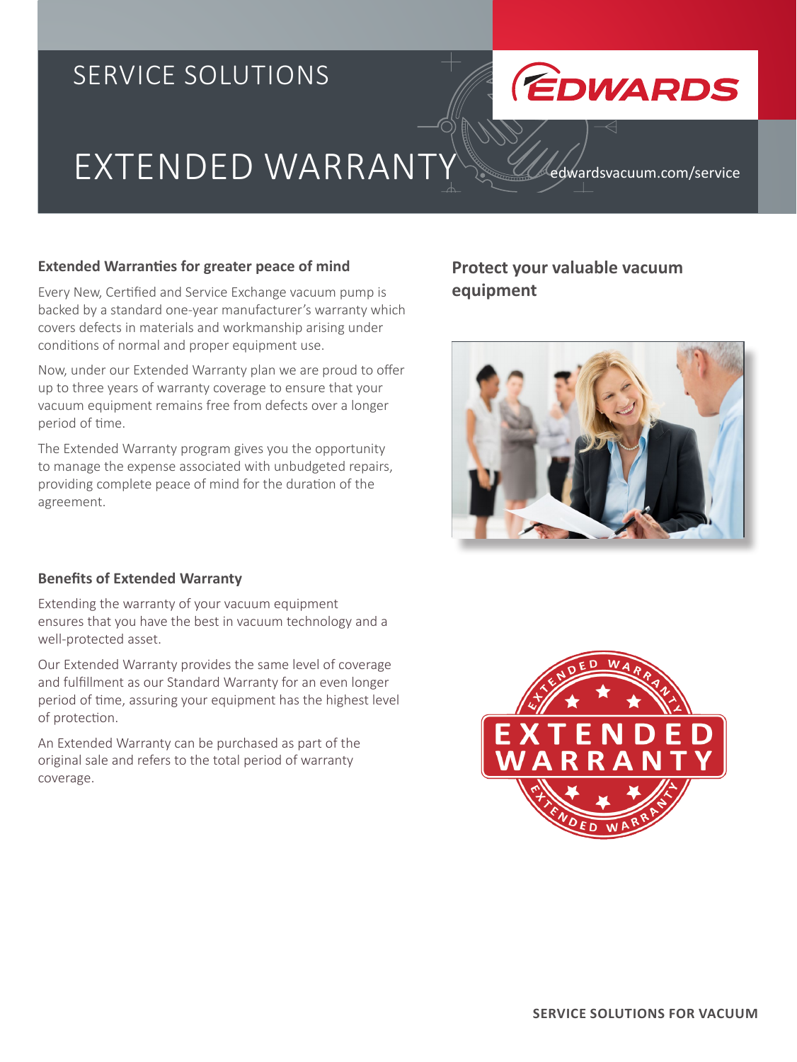SERVICE SOLUTIONS

# EXTENDED WARRANTY

edwardsvacuum.com/service

### Extended Warranties for greater peace of mind

Every New, Certified and Service Exchange vacuum pump is backed by a standard one-year manufacturer's warranty which covers defects in materials and workmanship arising under conditions of normal and proper equipment use.

Now, under our Extended Warranty plan we are proud to offer up to three years of warranty coverage to ensure that your vacuum equipment remains free from defects over a longer period of time.

The Extended Warranty program gives you the opportunity to manage the expense associated with unbudgeted repairs, providing complete peace of mind for the duration of the agreement.

### Benefits of Extended Warranty

Extending the warranty of your vacuum equipment ensures that you have the best in vacuum technology and a well-protected asset.

Our Extended Warranty provides the same level of coverage and fulfillment as our Standard Warranty for an even longer period of time, assuring your equipment has the highest level of protection.

An Extended Warranty can be purchased as part of the original sale and refers to the total period of warranty coverage.

## Protect your valuable vacuum equipment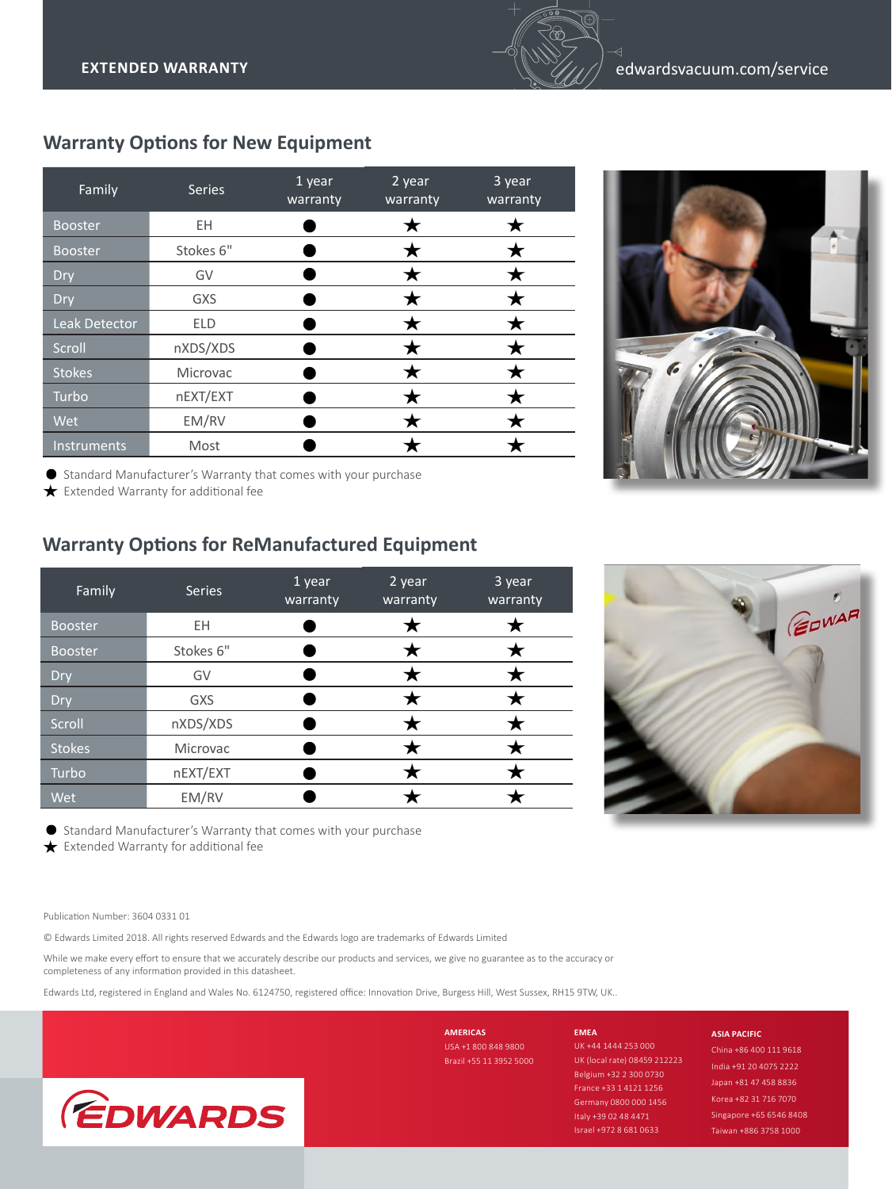**EXTENDED WARRANTY**

edwardsvacuum.com/service

## Warranty Options for New Equipment

| Family | Series | 1 year warranty | 2 year warranty | 3 year warranty |
|---|---|---|---|---|
| Booster | EH | ● | ★ | ★ |
| Booster | Stokes 6" | ● | ★ | ★ |
| Dry | GV | ● | ★ | ★ |
| Dry | GXS | ● | ★ | ★ |
| Leak Detector | ELD | ● | ★ | ★ |
| Scroll | nXDS/XDS | ● | ★ | ★ |
| Stokes | Microvac | ● | ★ | ★ |
| Turbo | nEXT/EXT | ● | ★ | ★ |
| Wet | EM/RV | ● | ★ | ★ |
| Instruments | Most | ● | ★ | ★ |

● Standard Manufacturer's Warranty that comes with your purchase
★ Extended Warranty for additional fee

## Warranty Options for ReManufactured Equipment

| Family | Series | 1 year warranty | 2 year warranty | 3 year warranty |
|---|---|---|---|---|
| Booster | EH | ● | ★ | ★ |
| Booster | Stokes 6" | ● | ★ | ★ |
| Dry | GV | ● | ★ | ★ |
| Dry | GXS | ● | ★ | ★ |
| Scroll | nXDS/XDS | ● | ★ | ★ |
| Stokes | Microvac | ● | ★ | ★ |
| Turbo | nEXT/EXT | ● | ★ | ★ |
| Wet | EM/RV | ● | ★ | ★ |

● Standard Manufacturer's Warranty that comes with your purchase
★ Extended Warranty for additional fee

Publication Number: 3604 0331 01

© Edwards Limited 2018. All rights reserved Edwards and the Edwards logo are trademarks of Edwards Limited

While we make every effort to ensure that we accurately describe our products and services, we give no guarantee as to the accuracy or completeness of any information provided in this datasheet.

Edwards Ltd, registered in England and Wales No. 6124750, registered office: Innovation Drive, Burgess Hill, West Sussex, RH15 9TW, UK..

**AMERICAS**
USA +1 800 848 9800
Brazil +55 11 3952 5000

**EMEA**
UK +44 1444 253 000
UK (local rate) 08459 212223
Belgium +32 2 300 0730
France +33 1 4121 1256
Germany 0800 000 1456
Italy +39 02 48 4471
Israel +972 8 681 0633

**ASIA PACIFIC**
China +86 400 111 9618
India +91 20 4075 2222
Japan +81 47 458 8836
Korea +82 31 716 7070
Singapore +65 6546 8408
Taiwan +886 3758 1000

EDWARDS